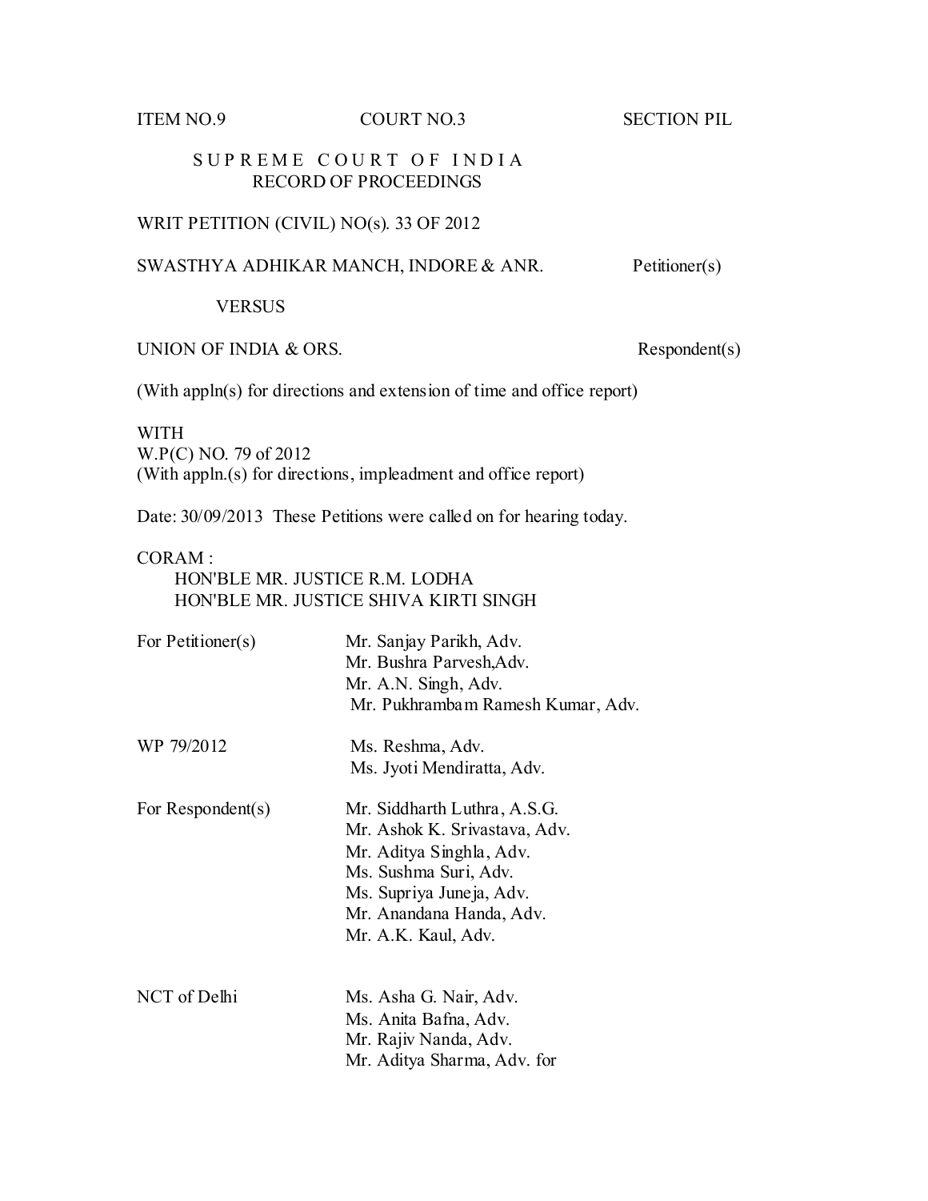ITEM NO.9 COURT NO.3 SECTION PIL

# S U P R E M E C O U R T O F I N D I A
## RECORD OF PROCEEDINGS

WRIT PETITION (CIVIL) NO(s). 33 OF 2012

SWASTHYA ADHIKAR MANCH, INDORE & ANR. Petitioner(s)

VERSUS

UNION OF INDIA & ORS. Respondent(s)

(With appln(s) for directions and extension of time and office report)

WITH
W.P(C) NO. 79 of 2012
(With appln.(s) for directions, impleadment and office report)

Date: 30/09/2013 These Petitions were called on for hearing today.

CORAM :
HON'BLE MR. JUSTICE R.M. LODHA
HON'BLE MR. JUSTICE SHIVA KIRTI SINGH

| | |
|---|---|
| For Petitioner(s) | Mr. Sanjay Parikh, Adv.<br>Mr. Bushra Parvesh,Adv.<br>Mr. A.N. Singh, Adv.<br>Mr. Pukhrambam Ramesh Kumar, Adv. |
| WP 79/2012 | Ms. Reshma, Adv.<br>Ms. Jyoti Mendiratta, Adv. |
| For Respondent(s) | Mr. Siddharth Luthra, A.S.G.<br>Mr. Ashok K. Srivastava, Adv.<br>Mr. Aditya Singhla, Adv.<br>Ms. Sushma Suri, Adv.<br>Ms. Supriya Juneja, Adv.<br>Mr. Anandana Handa, Adv.<br>Mr. A.K. Kaul, Adv. |
| NCT of Delhi | Ms. Asha G. Nair, Adv.<br>Ms. Anita Bafna, Adv.<br>Mr. Rajiv Nanda, Adv.<br>Mr. Aditya Sharma, Adv. for |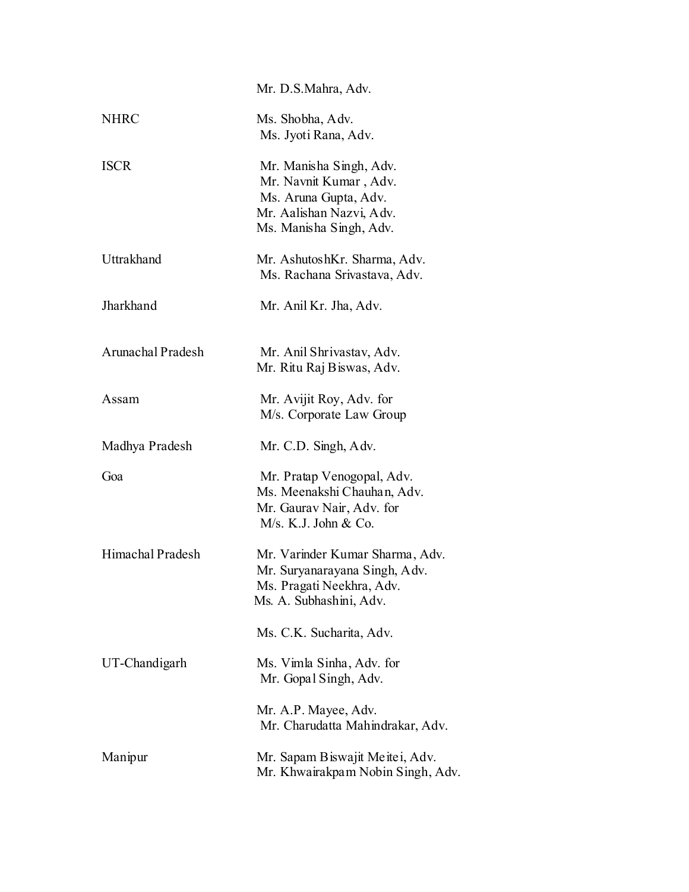| | |
|---|---|
| | Mr. D.S.Mahra, Adv. |
| NHRC | Ms. Shobha, Adv.<br>Ms. Jyoti Rana, Adv. |
| ISCR | Mr. Manisha Singh, Adv.<br>Mr. Navnit Kumar , Adv.<br>Ms. Aruna Gupta, Adv.<br>Mr. Aalishan Nazvi, Adv.<br>Ms. Manisha Singh, Adv. |
| Uttrakhand | Mr. AshutoshKr. Sharma, Adv.<br>Ms. Rachana Srivastava, Adv. |
| Jharkhand | Mr. Anil Kr. Jha, Adv. |
| Arunachal Pradesh | Mr. Anil Shrivastav, Adv.<br>Mr. Ritu Raj Biswas, Adv. |
| Assam | Mr. Avijit Roy, Adv. for<br>M/s. Corporate Law Group |
| Madhya Pradesh | Mr. C.D. Singh, Adv. |
| Goa | Mr. Pratap Venogopal, Adv.<br>Ms. Meenakshi Chauhan, Adv.<br>Mr. Gaurav Nair, Adv. for<br>M/s. K.J. John & Co. |
| Himachal Pradesh | Mr. Varinder Kumar Sharma, Adv.<br>Mr. Suryanarayana Singh, Adv.<br>Ms. Pragati Neekhra, Adv.<br>Ms. A. Subhashini, Adv. |
| | Ms. C.K. Sucharita, Adv. |
| UT-Chandigarh | Ms. Vimla Sinha, Adv. for<br>Mr. Gopal Singh, Adv. |
| | Mr. A.P. Mayee, Adv.<br>Mr. Charudatta Mahindrakar, Adv. |
| Manipur | Mr. Sapam Biswajit Meitei, Adv.<br>Mr. Khwairakpam Nobin Singh, Adv. |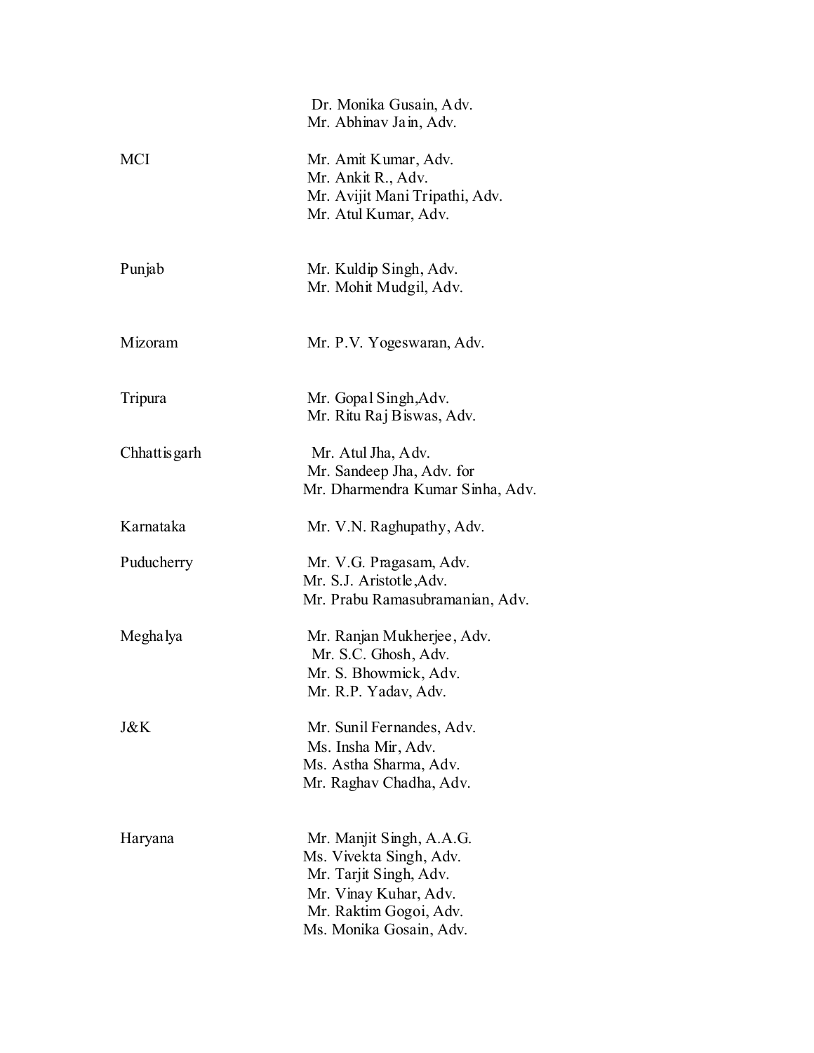|  |  |
|---|---|
|  | Dr. Monika Gusain, Adv.<br>Mr. Abhinav Jain, Adv. |
| MCI | Mr. Amit Kumar, Adv.<br>Mr. Ankit R., Adv.<br>Mr. Avijit Mani Tripathi, Adv.<br>Mr. Atul Kumar, Adv. |
| Punjab | Mr. Kuldip Singh, Adv.<br>Mr. Mohit Mudgil, Adv. |
| Mizoram | Mr. P.V. Yogeswaran, Adv. |
| Tripura | Mr. Gopal Singh,Adv.<br>Mr. Ritu Raj Biswas, Adv. |
| Chhattisgarh | Mr. Atul Jha, Adv.<br>Mr. Sandeep Jha, Adv. for<br>Mr. Dharmendra Kumar Sinha, Adv. |
| Karnataka | Mr. V.N. Raghupathy, Adv. |
| Puducherry | Mr. V.G. Pragasam, Adv.<br>Mr. S.J. Aristotle,Adv.<br>Mr. Prabu Ramasubramanian, Adv. |
| Meghalya | Mr. Ranjan Mukherjee, Adv.<br>Mr. S.C. Ghosh, Adv.<br>Mr. S. Bhowmick, Adv.<br>Mr. R.P. Yadav, Adv. |
| J&K | Mr. Sunil Fernandes, Adv.<br>Ms. Insha Mir, Adv.<br>Ms. Astha Sharma, Adv.<br>Mr. Raghav Chadha, Adv. |
| Haryana | Mr. Manjit Singh, A.A.G.<br>Ms. Vivekta Singh, Adv.<br>Mr. Tarjit Singh, Adv.<br>Mr. Vinay Kuhar, Adv.<br>Mr. Raktim Gogoi, Adv.<br>Ms. Monika Gosain, Adv. |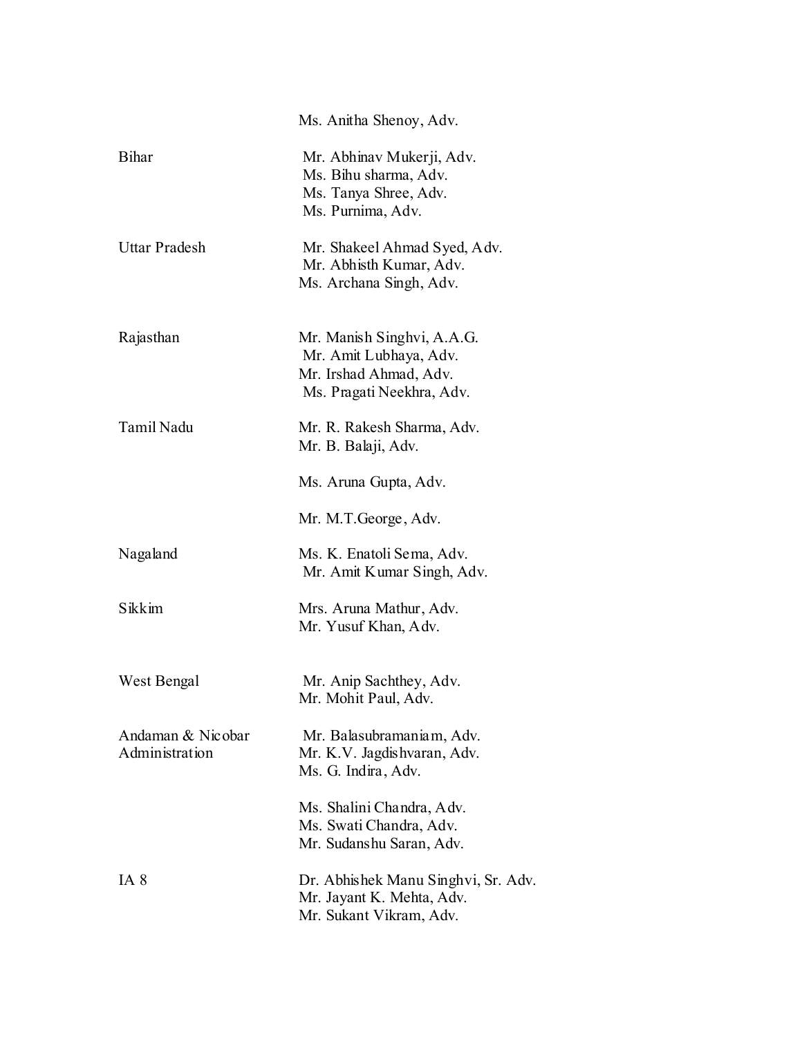Ms. Anitha Shenoy, Adv.

| | |
|---|---|
| Bihar | Mr. Abhinav Mukerji, Adv.<br>Ms. Bihu sharma, Adv.<br>Ms. Tanya Shree, Adv.<br>Ms. Purnima, Adv. |
| Uttar Pradesh | Mr. Shakeel Ahmad Syed, Adv.<br>Mr. Abhisth Kumar, Adv.<br>Ms. Archana Singh, Adv. |
| Rajasthan | Mr. Manish Singhvi, A.A.G.<br>Mr. Amit Lubhaya, Adv.<br>Mr. Irshad Ahmad, Adv.<br>Ms. Pragati Neekhra, Adv. |
| Tamil Nadu | Mr. R. Rakesh Sharma, Adv.<br>Mr. B. Balaji, Adv. |
| | Ms. Aruna Gupta, Adv. |
| | Mr. M.T.George, Adv. |
| Nagaland | Ms. K. Enatoli Sema, Adv.<br>Mr. Amit Kumar Singh, Adv. |
| Sikkim | Mrs. Aruna Mathur, Adv.<br>Mr. Yusuf Khan, Adv. |
| West Bengal | Mr. Anip Sachthey, Adv.<br>Mr. Mohit Paul, Adv. |
| Andaman & Nicobar Administration | Mr. Balasubramaniam, Adv.<br>Mr. K.V. Jagdishvaran, Adv.<br>Ms. G. Indira, Adv. |
| | Ms. Shalini Chandra, Adv.<br>Ms. Swati Chandra, Adv.<br>Mr. Sudanshu Saran, Adv. |
| IA 8 | Dr. Abhishek Manu Singhvi, Sr. Adv.<br>Mr. Jayant K. Mehta, Adv.<br>Mr. Sukant Vikram, Adv. |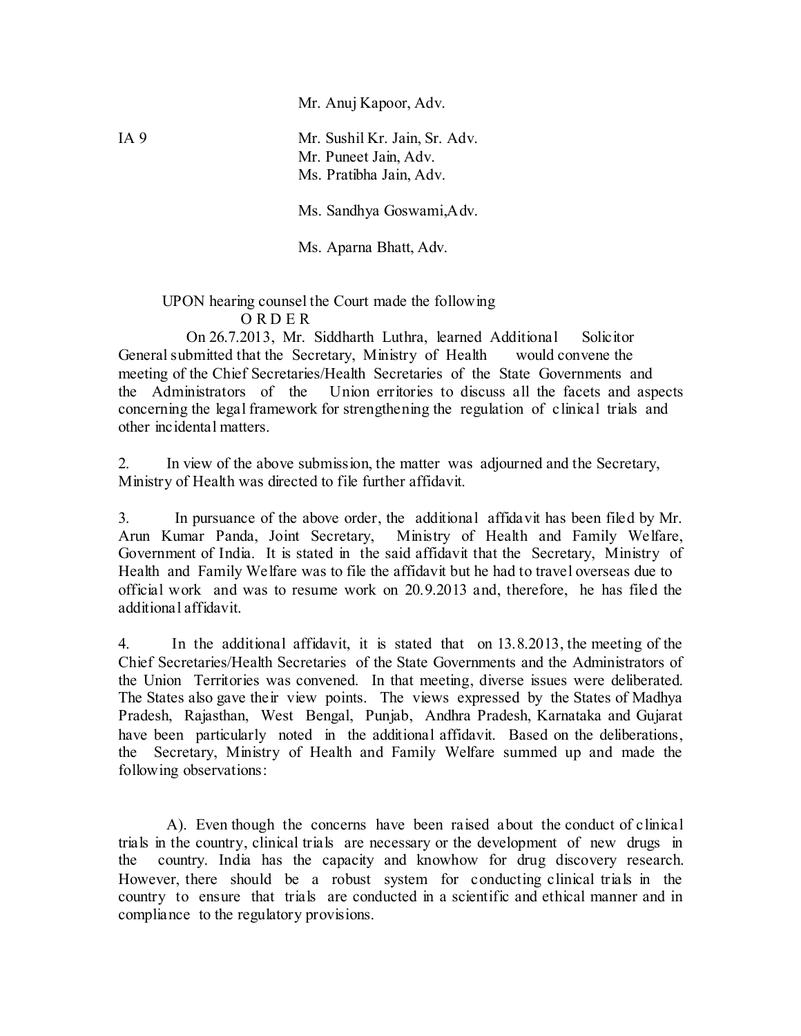Mr. Anuj Kapoor, Adv.

IA 9 Mr. Sushil Kr. Jain, Sr. Adv.
Mr. Puneet Jain, Adv.
Ms. Pratibha Jain, Adv.

Ms. Sandhya Goswami,Adv.

Ms. Aparna Bhatt, Adv.

UPON hearing counsel the Court made the following

O R D E R

On 26.7.2013, Mr. Siddharth Luthra, learned Additional Solicitor General submitted that the Secretary, Ministry of Health would convene the meeting of the Chief Secretaries/Health Secretaries of the State Governments and the Administrators of the Union erritories to discuss all the facets and aspects concerning the legal framework for strengthening the regulation of clinical trials and other incidental matters.

2. In view of the above submission, the matter was adjourned and the Secretary, Ministry of Health was directed to file further affidavit.

3. In pursuance of the above order, the additional affidavit has been filed by Mr. Arun Kumar Panda, Joint Secretary, Ministry of Health and Family Welfare, Government of India. It is stated in the said affidavit that the Secretary, Ministry of Health and Family Welfare was to file the affidavit but he had to travel overseas due to official work and was to resume work on 20.9.2013 and, therefore, he has filed the additional affidavit.

4. In the additional affidavit, it is stated that on 13.8.2013, the meeting of the Chief Secretaries/Health Secretaries of the State Governments and the Administrators of the Union Territories was convened. In that meeting, diverse issues were deliberated. The States also gave their view points. The views expressed by the States of Madhya Pradesh, Rajasthan, West Bengal, Punjab, Andhra Pradesh, Karnataka and Gujarat have been particularly noted in the additional affidavit. Based on the deliberations, the Secretary, Ministry of Health and Family Welfare summed up and made the following observations:

A). Even though the concerns have been raised about the conduct of clinical trials in the country, clinical trials are necessary or the development of new drugs in the country. India has the capacity and knowhow for drug discovery research. However, there should be a robust system for conducting clinical trials in the country to ensure that trials are conducted in a scientific and ethical manner and in compliance to the regulatory provisions.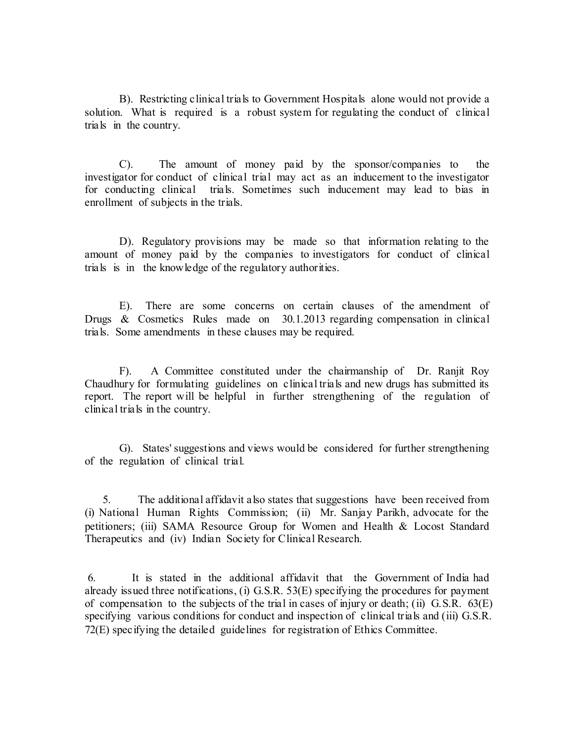B). Restricting clinical trials to Government Hospitals alone would not provide a solution. What is required is a robust system for regulating the conduct of clinical trials in the country.

C). The amount of money paid by the sponsor/companies to the investigator for conduct of clinical trial may act as an inducement to the investigator for conducting clinical trials. Sometimes such inducement may lead to bias in enrollment of subjects in the trials.

D). Regulatory provisions may be made so that information relating to the amount of money paid by the companies to investigators for conduct of clinical trials is in the knowledge of the regulatory authorities.

E). There are some concerns on certain clauses of the amendment of Drugs & Cosmetics Rules made on 30.1.2013 regarding compensation in clinical trials. Some amendments in these clauses may be required.

F). A Committee constituted under the chairmanship of Dr. Ranjit Roy Chaudhury for formulating guidelines on clinical trials and new drugs has submitted its report. The report will be helpful in further strengthening of the regulation of clinical trials in the country.

G). States' suggestions and views would be considered for further strengthening of the regulation of clinical trial.

5. The additional affidavit also states that suggestions have been received from (i) National Human Rights Commission; (ii) Mr. Sanjay Parikh, advocate for the petitioners; (iii) SAMA Resource Group for Women and Health & Locost Standard Therapeutics and (iv) Indian Society for Clinical Research.

6. It is stated in the additional affidavit that the Government of India had already issued three notifications, (i) G.S.R. 53(E) specifying the procedures for payment of compensation to the subjects of the trial in cases of injury or death; (ii) G.S.R. 63(E) specifying various conditions for conduct and inspection of clinical trials and (iii) G.S.R. 72(E) specifying the detailed guidelines for registration of Ethics Committee.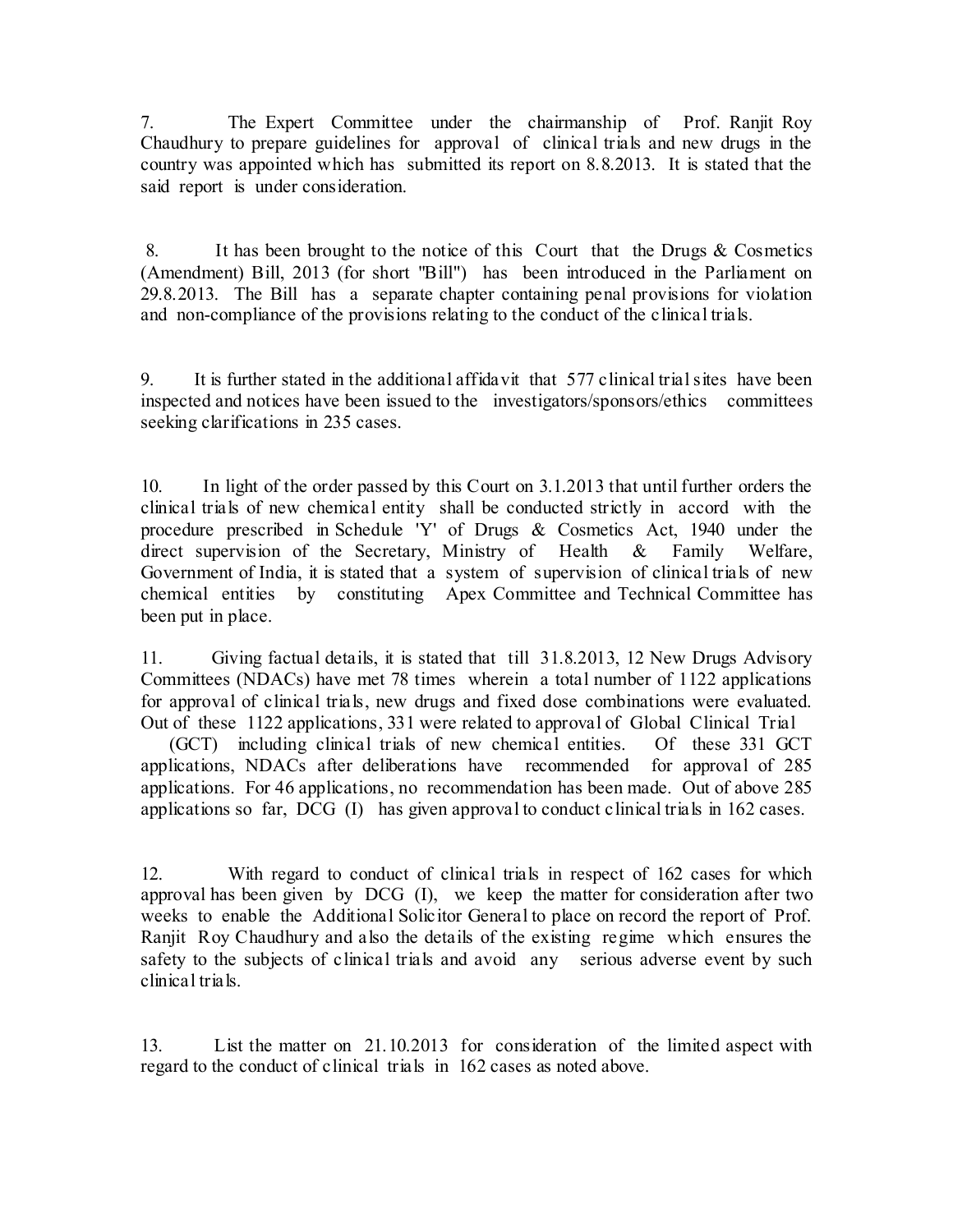7. The Expert Committee under the chairmanship of Prof. Ranjit Roy Chaudhury to prepare guidelines for approval of clinical trials and new drugs in the country was appointed which has submitted its report on 8.8.2013. It is stated that the said report is under consideration.

8. It has been brought to the notice of this Court that the Drugs & Cosmetics (Amendment) Bill, 2013 (for short "Bill") has been introduced in the Parliament on 29.8.2013. The Bill has a separate chapter containing penal provisions for violation and non-compliance of the provisions relating to the conduct of the clinical trials.

9. It is further stated in the additional affidavit that 577 clinical trial sites have been inspected and notices have been issued to the investigators/sponsors/ethics committees seeking clarifications in 235 cases.

10. In light of the order passed by this Court on 3.1.2013 that until further orders the clinical trials of new chemical entity shall be conducted strictly in accord with the procedure prescribed in Schedule 'Y' of Drugs & Cosmetics Act, 1940 under the direct supervision of the Secretary, Ministry of Health & Family Welfare, Government of India, it is stated that a system of supervision of clinical trials of new chemical entities by constituting Apex Committee and Technical Committee has been put in place.

11. Giving factual details, it is stated that till 31.8.2013, 12 New Drugs Advisory Committees (NDACs) have met 78 times wherein a total number of 1122 applications for approval of clinical trials, new drugs and fixed dose combinations were evaluated. Out of these 1122 applications, 331 were related to approval of Global Clinical Trial (GCT) including clinical trials of new chemical entities. Of these 331 GCT applications, NDACs after deliberations have recommended for approval of 285 applications. For 46 applications, no recommendation has been made. Out of above 285 applications so far, DCG (I) has given approval to conduct clinical trials in 162 cases.

12. With regard to conduct of clinical trials in respect of 162 cases for which approval has been given by DCG (I), we keep the matter for consideration after two weeks to enable the Additional Solicitor General to place on record the report of Prof. Ranjit Roy Chaudhury and also the details of the existing regime which ensures the safety to the subjects of clinical trials and avoid any serious adverse event by such clinical trials.

13. List the matter on 21.10.2013 for consideration of the limited aspect with regard to the conduct of clinical trials in 162 cases as noted above.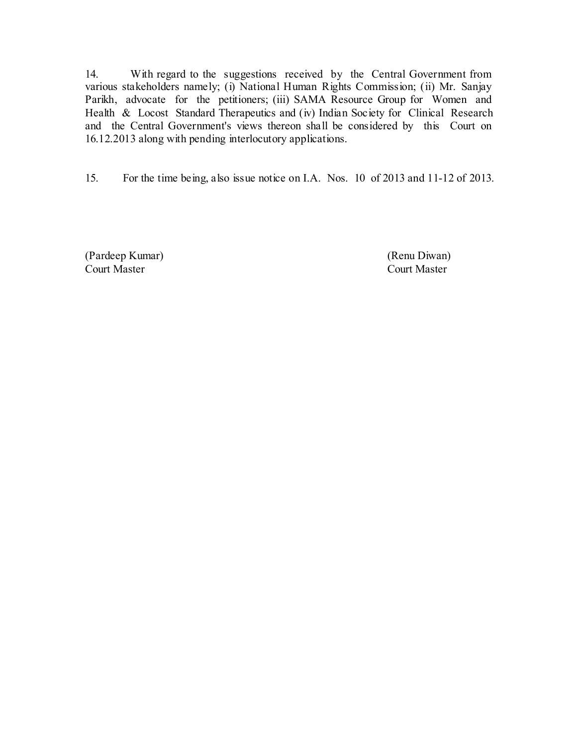14. With regard to the suggestions received by the Central Government from various stakeholders namely; (i) National Human Rights Commission; (ii) Mr. Sanjay Parikh, advocate for the petitioners; (iii) SAMA Resource Group for Women and Health & Locost Standard Therapeutics and (iv) Indian Society for Clinical Research and the Central Government's views thereon shall be considered by this Court on 16.12.2013 along with pending interlocutory applications.

15. For the time being, also issue notice on I.A. Nos. 10 of 2013 and 11-12 of 2013.

| | |
|---|---|
| (Pardeep Kumar) | (Renu Diwan) |
| Court Master | Court Master |